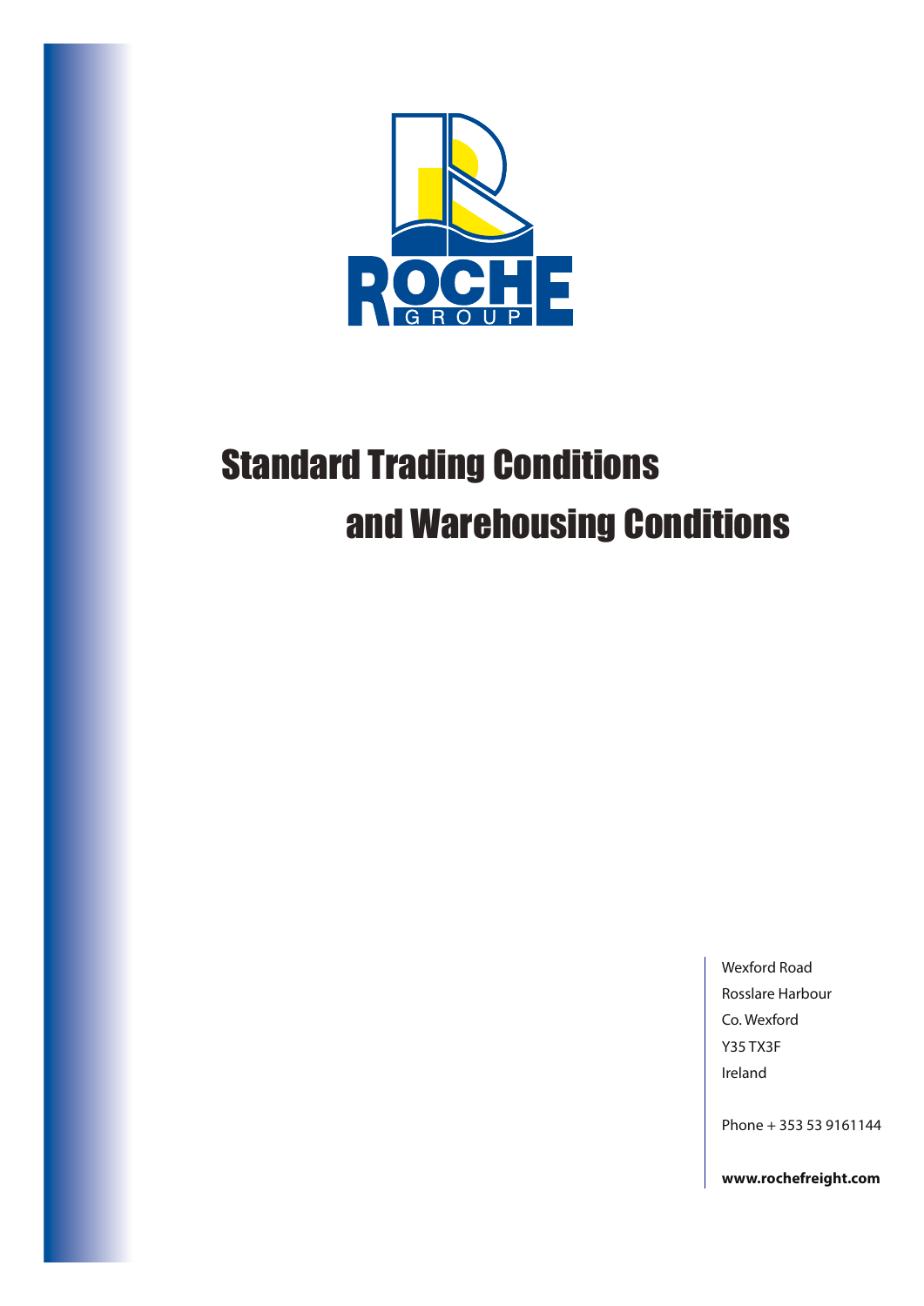ROCHE GROUP

# Standard Trading Conditions and Warehousing Conditions

Wexford Road
Rosslare Harbour
Co. Wexford
Y35 TX3F
Ireland

Phone + 353 53 9161144

**www.rochefreight.com**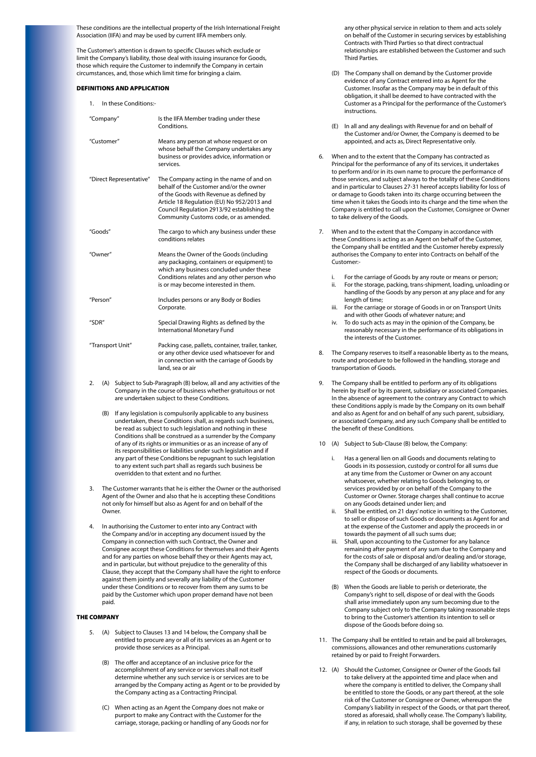These conditions are the intellectual property of the Irish International Freight Association (IIFA) and may be used by current IIFA members only.

The Customer's attention is drawn to specific Clauses which exclude or limit the Company's liability, those deal with issuing insurance for Goods, those which require the Customer to indemnify the Company in certain circumstances, and, those which limit time for bringing a claim.

## DEFINITIONS AND APPLICATION

1. In these Conditions:-

| | |
|---|---|
| "Company" | Is the IIFA Member trading under these Conditions. |
| "Customer" | Means any person at whose request or on whose behalf the Company undertakes any business or provides advice, information or services. |
| "Direct Representative" | The Company acting in the name of and on behalf of the Customer and/or the owner of the Goods with Revenue as defined by Article 18 Regulation (EU) No 952/2013 and Council Regulation 2913/92 establishing the Community Customs code, or as amended. |
| "Goods" | The cargo to which any business under these conditions relates |
| "Owner" | Means the Owner of the Goods (including any packaging, containers or equipment) to which any business concluded under these Conditions relates and any other person who is or may become interested in them. |
| "Person" | Includes persons or any Body or Bodies Corporate. |
| "SDR" | Special Drawing Rights as defined by the International Monetary Fund |
| "Transport Unit" | Packing case, pallets, container, trailer, tanker, or any other device used whatsoever for and in connection with the carriage of Goods by land, sea or air |

2. (A) Subject to Sub-Paragraph (B) below, all and any activities of the Company in the course of business whether gratuitous or not are undertaken subject to these Conditions.

   (B) If any legislation is compulsorily applicable to any business undertaken, these Conditions shall, as regards such business, be read as subject to such legislation and nothing in these Conditions shall be construed as a surrender by the Company of any of its rights or immunities or as an increase of any of its responsibilities or liabilities under such legislation and if any part of these Conditions be repugnant to such legislation to any extent such part shall as regards such business be overridden to that extent and no further.

3. The Customer warrants that he is either the Owner or the authorised Agent of the Owner and also that he is accepting these Conditions not only for himself but also as Agent for and on behalf of the Owner.

4. In authorising the Customer to enter into any Contract with the Company and/or in accepting any document issued by the Company in connection with such Contract, the Owner and Consignee accept these Conditions for themselves and their Agents and for any parties on whose behalf they or their Agents may act, and in particular, but without prejudice to the generality of this Clause, they accept that the Company shall have the right to enforce against them jointly and severally any liability of the Customer under these Conditions or to recover from them any sums to be paid by the Customer which upon proper demand have not been paid.

## THE COMPANY

5. (A) Subject to Clauses 13 and 14 below, the Company shall be entitled to procure any or all of its services as an Agent or to provide those services as a Principal.

   (B) The offer and acceptance of an inclusive price for the accomplishment of any service or services shall not itself determine whether any such service is or services are to be arranged by the Company acting as Agent or to be provided by the Company acting as a Contracting Principal.

   (C) When acting as an Agent the Company does not make or purport to make any Contract with the Customer for the carriage, storage, packing or handling of any Goods nor for any other physical service in relation to them and acts solely on behalf of the Customer in securing services by establishing Contracts with Third Parties so that direct contractual relationships are established between the Customer and such Third Parties.

   (D) The Company shall on demand by the Customer provide evidence of any Contract entered into as Agent for the Customer. Insofar as the Company may be in default of this obligation, it shall be deemed to have contracted with the Customer as a Principal for the performance of the Customer's instructions.

   (E) In all and any dealings with Revenue for and on behalf of the Customer and/or Owner, the Company is deemed to be appointed, and acts as, Direct Representative only.

6. When and to the extent that the Company has contracted as Principal for the performance of any of its services, it undertakes to perform and/or in its own name to procure the performance of those services, and subject always to the totality of these Conditions and in particular to Clauses 27-31 hereof accepts liability for loss of or damage to Goods taken into its charge occurring between the time when it takes the Goods into its charge and the time when the Company is entitled to call upon the Customer, Consignee or Owner to take delivery of the Goods.

7. When and to the extent that the Company in accordance with these Conditions is acting as an Agent on behalf of the Customer, the Company shall be entitled and the Customer hereby expressly authorises the Company to enter into Contracts on behalf of the Customer:-

   i. For the carriage of Goods by any route or means or person;
   ii. For the storage, packing, trans-shipment, loading, unloading or handling of the Goods by any person at any place and for any length of time;
   iii. For the carriage or storage of Goods in or on Transport Units and with other Goods of whatever nature; and
   iv. To do such acts as may in the opinion of the Company, be reasonably necessary in the performance of its obligations in the interests of the Customer.

8. The Company reserves to itself a reasonable liberty as to the means, route and procedure to be followed in the handling, storage and transportation of Goods.

9. The Company shall be entitled to perform any of its obligations herein by itself or by its parent, subsidiary or associated Companies. In the absence of agreement to the contrary any Contract to which these Conditions apply is made by the Company on its own behalf and also as Agent for and on behalf of any such parent, subsidiary, or associated Company, and any such Company shall be entitled to the benefit of these Conditions.

10 (A) Subject to Sub-Clause (B) below, the Company:

   i. Has a general lien on all Goods and documents relating to Goods in its possession, custody or control for all sums due at any time from the Customer or Owner on any account whatsoever, whether relating to Goods belonging to, or services provided by or on behalf of the Company to the Customer or Owner. Storage charges shall continue to accrue on any Goods detained under lien; and
   ii. Shall be entitled, on 21 days' notice in writing to the Customer, to sell or dispose of such Goods or documents as Agent for and at the expense of the Customer and apply the proceeds in or towards the payment of all such sums due;
   iii. Shall, upon accounting to the Customer for any balance remaining after payment of any sum due to the Company and for the costs of sale or disposal and/or dealing and/or storage, the Company shall be discharged of any liability whatsoever in respect of the Goods or documents.

   (B) When the Goods are liable to perish or deteriorate, the Company's right to sell, dispose of or deal with the Goods shall arise immediately upon any sum becoming due to the Company subject only to the Company taking reasonable steps to bring to the Customer's attention its intention to sell or dispose of the Goods before doing so.

11. The Company shall be entitled to retain and be paid all brokerages, commissions, allowances and other remunerations customarily retained by or paid to Freight Forwarders.

12. (A) Should the Customer, Consignee or Owner of the Goods fail to take delivery at the appointed time and place when and where the company is entitled to deliver, the Company shall be entitled to store the Goods, or any part thereof, at the sole risk of the Customer or Consignee or Owner, whereupon the Company's liability in respect of the Goods, or that part thereof, stored as aforesaid, shall wholly cease. The Company's liability, if any, in relation to such storage, shall be governed by these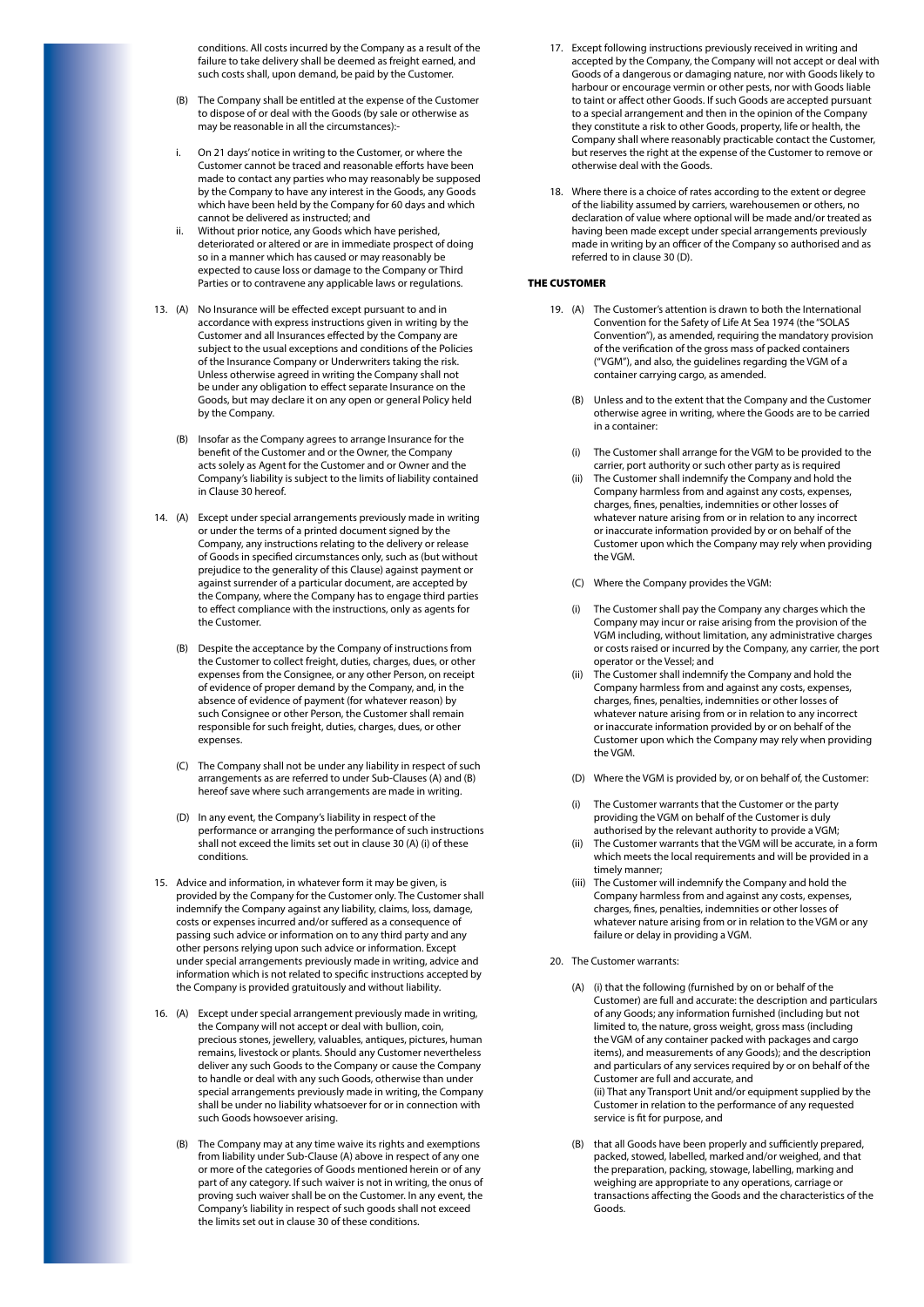conditions. All costs incurred by the Company as a result of the failure to take delivery shall be deemed as freight earned, and such costs shall, upon demand, be paid by the Customer.

(B) The Company shall be entitled at the expense of the Customer to dispose of or deal with the Goods (by sale or otherwise as may be reasonable in all the circumstances):-

i. On 21 days' notice in writing to the Customer, or where the Customer cannot be traced and reasonable efforts have been made to contact any parties who may reasonably be supposed by the Company to have any interest in the Goods, any Goods which have been held by the Company for 60 days and which cannot be delivered as instructed; and

ii. Without prior notice, any Goods which have perished, deteriorated or altered or are in immediate prospect of doing so in a manner which has caused or may reasonably be expected to cause loss or damage to the Company or Third Parties or to contravene any applicable laws or regulations.

13. (A) No Insurance will be effected except pursuant to and in accordance with express instructions given in writing by the Customer and all Insurances effected by the Company are subject to the usual exceptions and conditions of the Policies of the Insurance Company or Underwriters taking the risk. Unless otherwise agreed in writing the Company shall not be under any obligation to effect separate Insurance on the Goods, but may declare it on any open or general Policy held by the Company.

(B) Insofar as the Company agrees to arrange Insurance for the benefit of the Customer and or the Owner, the Company acts solely as Agent for the Customer and or Owner and the Company's liability is subject to the limits of liability contained in Clause 30 hereof.

14. (A) Except under special arrangements previously made in writing or under the terms of a printed document signed by the Company, any instructions relating to the delivery or release of Goods in specified circumstances only, such as (but without prejudice to the generality of this Clause) against payment or against surrender of a particular document, are accepted by the Company, where the Company has to engage third parties to effect compliance with the instructions, only as agents for the Customer.

(B) Despite the acceptance by the Company of instructions from the Customer to collect freight, duties, charges, dues, or other expenses from the Consignee, or any other Person, on receipt of evidence of proper demand by the Company, and, in the absence of evidence of payment (for whatever reason) by such Consignee or other Person, the Customer shall remain responsible for such freight, duties, charges, dues, or other expenses.

(C) The Company shall not be under any liability in respect of such arrangements as are referred to under Sub-Clauses (A) and (B) hereof save where such arrangements are made in writing.

(D) In any event, the Company's liability in respect of the performance or arranging the performance of such instructions shall not exceed the limits set out in clause 30 (A) (i) of these conditions.

15. Advice and information, in whatever form it may be given, is provided by the Company for the Customer only. The Customer shall indemnify the Company against any liability, claims, loss, damage, costs or expenses incurred and/or suffered as a consequence of passing such advice or information on to any third party and any other persons relying upon such advice or information. Except under special arrangements previously made in writing, advice and information which is not related to specific instructions accepted by the Company is provided gratuitously and without liability.

16. (A) Except under special arrangement previously made in writing, the Company will not accept or deal with bullion, coin, precious stones, jewellery, valuables, antiques, pictures, human remains, livestock or plants. Should any Customer nevertheless deliver any such Goods to the Company or cause the Company to handle or deal with any such Goods, otherwise than under special arrangements previously made in writing, the Company shall be under no liability whatsoever for or in connection with such Goods howsoever arising.

(B) The Company may at any time waive its rights and exemptions from liability under Sub-Clause (A) above in respect of any one or more of the categories of Goods mentioned herein or of any part of any category. If such waiver is not in writing, the onus of proving such waiver shall be on the Customer. In any event, the Company's liability in respect of such goods shall not exceed the limits set out in clause 30 of these conditions.

17. Except following instructions previously received in writing and accepted by the Company, the Company will not accept or deal with Goods of a dangerous or damaging nature, nor with Goods likely to harbour or encourage vermin or other pests, nor with Goods liable to taint or affect other Goods. If such Goods are accepted pursuant to a special arrangement and then in the opinion of the Company they constitute a risk to other Goods, property, life or health, the Company shall where reasonably practicable contact the Customer, but reserves the right at the expense of the Customer to remove or otherwise deal with the Goods.

18. Where there is a choice of rates according to the extent or degree of the liability assumed by carriers, warehousemen or others, no declaration of value where optional will be made and/or treated as having been made except under special arrangements previously made in writing by an officer of the Company so authorised and as referred to in clause 30 (D).

## THE CUSTOMER

19. (A) The Customer's attention is drawn to both the International Convention for the Safety of Life At Sea 1974 (the "SOLAS Convention"), as amended, requiring the mandatory provision of the verification of the gross mass of packed containers ("VGM"), and also, the guidelines regarding the VGM of a container carrying cargo, as amended.

(B) Unless and to the extent that the Company and the Customer otherwise agree in writing, where the Goods are to be carried in a container:

(i) The Customer shall arrange for the VGM to be provided to the carrier, port authority or such other party as is required

(ii) The Customer shall indemnify the Company and hold the Company harmless from and against any costs, expenses, charges, fines, penalties, indemnities or other losses of whatever nature arising from or in relation to any incorrect or inaccurate information provided by or on behalf of the Customer upon which the Company may rely when providing the VGM.

(C) Where the Company provides the VGM:

(i) The Customer shall pay the Company any charges which the Company may incur or raise arising from the provision of the VGM including, without limitation, any administrative charges or costs raised or incurred by the Company, any carrier, the port operator or the Vessel; and

(ii) The Customer shall indemnify the Company and hold the Company harmless from and against any costs, expenses, charges, fines, penalties, indemnities or other losses of whatever nature arising from or in relation to any incorrect or inaccurate information provided by or on behalf of the Customer upon which the Company may rely when providing the VGM.

(D) Where the VGM is provided by, or on behalf of, the Customer:

(i) The Customer warrants that the Customer or the party providing the VGM on behalf of the Customer is duly authorised by the relevant authority to provide a VGM;

(ii) The Customer warrants that the VGM will be accurate, in a form which meets the local requirements and will be provided in a timely manner;

(iii) The Customer will indemnify the Company and hold the Company harmless from and against any costs, expenses, charges, fines, penalties, indemnities or other losses of whatever nature arising from or in relation to the VGM or any failure or delay in providing a VGM.

20. The Customer warrants:

(A) (i) that the following (furnished by on or behalf of the Customer) are full and accurate: the description and particulars of any Goods; any information furnished (including but not limited to, the nature, gross weight, gross mass (including the VGM of any container packed with packages and cargo items), and measurements of any Goods); and the description and particulars of any services required by or on behalf of the Customer are full and accurate, and
(ii) That any Transport Unit and/or equipment supplied by the Customer in relation to the performance of any requested service is fit for purpose, and

(B) that all Goods have been properly and sufficiently prepared, packed, stowed, labelled, marked and/or weighed, and that the preparation, packing, stowage, labelling, marking and weighing are appropriate to any operations, carriage or transactions affecting the Goods and the characteristics of the Goods.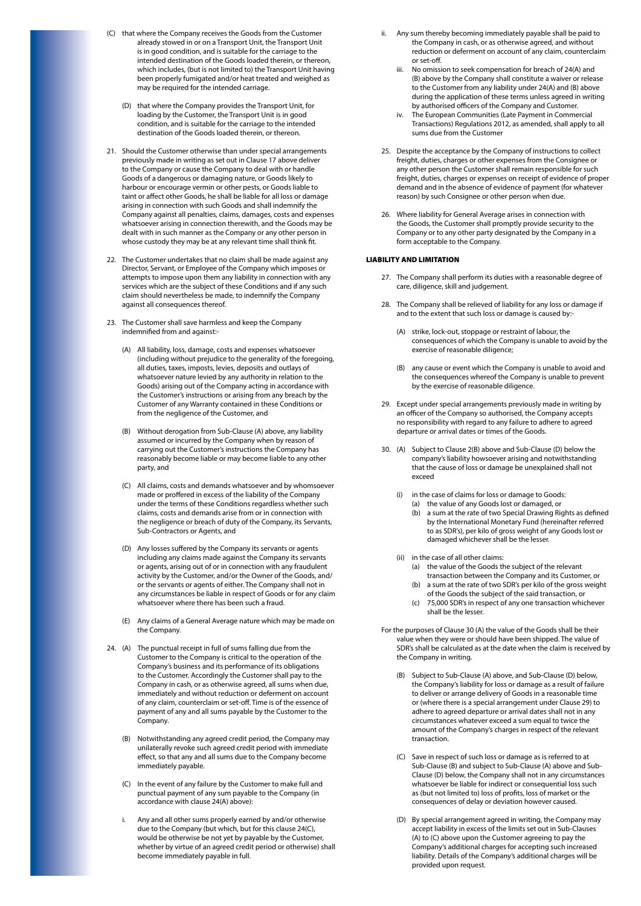(C) that where the Company receives the Goods from the Customer already stowed in or on a Transport Unit, the Transport Unit is in good condition, and is suitable for the carriage to the intended destination of the Goods loaded therein, or thereon, which includes, (but is not limited to) the Transport Unit having been properly fumigated and/or heat treated and weighed as may be required for the intended carriage.

(D) that where the Company provides the Transport Unit, for loading by the Customer, the Transport Unit is in good condition, and is suitable for the carriage to the intended destination of the Goods loaded therein, or thereon.

21. Should the Customer otherwise than under special arrangements previously made in writing as set out in Clause 17 above deliver to the Company or cause the Company to deal with or handle Goods of a dangerous or damaging nature, or Goods likely to harbour or encourage vermin or other pests, or Goods liable to taint or affect other Goods, he shall be liable for all loss or damage arising in connection with such Goods and shall indemnify the Company against all penalties, claims, damages, costs and expenses whatsoever arising in connection therewith, and the Goods may be dealt with in such manner as the Company or any other person in whose custody they may be at any relevant time shall think fit.

22. The Customer undertakes that no claim shall be made against any Director, Servant, or Employee of the Company which imposes or attempts to impose upon them any liability in connection with any services which are the subject of these Conditions and if any such claim should nevertheless be made, to indemnify the Company against all consequences thereof.

23. The Customer shall save harmless and keep the Company indemnified from and against:-

(A) All liability, loss, damage, costs and expenses whatsoever (including without prejudice to the generality of the foregoing, all duties, taxes, imposts, levies, deposits and outlays of whatsoever nature levied by any authority in relation to the Goods) arising out of the Company acting in accordance with the Customer's instructions or arising from any breach by the Customer of any Warranty contained in these Conditions or from the negligence of the Customer, and

(B) Without derogation from Sub-Clause (A) above, any liability assumed or incurred by the Company when by reason of carrying out the Customer's instructions the Company has reasonably become liable or may become liable to any other party, and

(C) All claims, costs and demands whatsoever and by whomsoever made or proffered in excess of the liability of the Company under the terms of these Conditions regardless whether such claims, costs and demands arise from or in connection with the negligence or breach of duty of the Company, its Servants, Sub-Contractors or Agents, and

(D) Any losses suffered by the Company its servants or agents including any claims made against the Company its servants or agents, arising out of or in connection with any fraudulent activity by the Customer, and/or the Owner of the Goods, and/or the servants or agents of either. The Company shall not in any circumstances be liable in respect of Goods or for any claim whatsoever where there has been such a fraud.

(E) Any claims of a General Average nature which may be made on the Company.

24. (A) The punctual receipt in full of sums falling due from the Customer to the Company is critical to the operation of the Company's business and its performance of its obligations to the Customer. Accordingly the Customer shall pay to the Company in cash, or as otherwise agreed, all sums when due, immediately and without reduction or deferment on account of any claim, counterclaim or set-off. Time is of the essence of payment of any and all sums payable by the Customer to the Company.

(B) Notwithstanding any agreed credit period, the Company may unilaterally revoke such agreed credit period with immediate effect, so that any and all sums due to the Company become immediately payable.

(C) In the event of any failure by the Customer to make full and punctual payment of any sum payable to the Company (in accordance with clause 24(A) above):

i. Any and all other sums properly earned by and/or otherwise due to the Company (but which, but for this clause 24(C), would be otherwise be not yet by payable by the Customer, whether by virtue of an agreed credit period or otherwise) shall become immediately payable in full.

ii. Any sum thereby becoming immediately payable shall be paid to the Company in cash, or as otherwise agreed, and without reduction or deferment on account of any claim, counterclaim or set-off.

iii. No omission to seek compensation for breach of 24(A) and (B) above by the Company shall constitute a waiver or release to the Customer from any liability under 24(A) and (B) above during the application of these terms unless agreed in writing by authorised officers of the Company and Customer.

iv. The European Communities (Late Payment in Commercial Transactions) Regulations 2012, as amended, shall apply to all sums due from the Customer

25. Despite the acceptance by the Company of instructions to collect freight, duties, charges or other expenses from the Consignee or any other person the Customer shall remain responsible for such freight, duties, charges or expenses on receipt of evidence of proper demand and in the absence of evidence of payment (for whatever reason) by such Consignee or other person when due.

26. Where liability for General Average arises in connection with the Goods, the Customer shall promptly provide security to the Company or to any other party designated by the Company in a form acceptable to the Company.

## LIABILITY AND LIMITATION

27. The Company shall perform its duties with a reasonable degree of care, diligence, skill and judgement.

28. The Company shall be relieved of liability for any loss or damage if and to the extent that such loss or damage is caused by:-

(A) strike, lock-out, stoppage or restraint of labour, the consequences of which the Company is unable to avoid by the exercise of reasonable diligence;

(B) any cause or event which the Company is unable to avoid and the consequences whereof the Company is unable to prevent by the exercise of reasonable diligence.

29. Except under special arrangements previously made in writing by an officer of the Company so authorised, the Company accepts no responsibility with regard to any failure to adhere to agreed departure or arrival dates or times of the Goods.

30. (A) Subject to Clause 2(B) above and Sub-Clause (D) below the company's liability howsoever arising and notwithstanding that the cause of loss or damage be unexplained shall not exceed

(i) in the case of claims for loss or damage to Goods:
  (a) the value of any Goods lost or damaged, or
  (b) a sum at the rate of two Special Drawing Rights as defined by the International Monetary Fund (hereinafter referred to as SDR's), per kilo of gross weight of any Goods lost or damaged whichever shall be the lesser.

(ii) in the case of all other claims:
  (a) the value of the Goods the subject of the relevant transaction between the Company and its Customer, or
  (b) a sum at the rate of two SDR's per kilo of the gross weight of the Goods the subject of the said transaction, or
  (c) 75,000 SDR's in respect of any one transaction whichever shall be the lesser.

For the purposes of Clause 30 (A) the value of the Goods shall be their value when they were or should have been shipped. The value of SDR's shall be calculated as at the date when the claim is received by the Company in writing.

(B) Subject to Sub-Clause (A) above, and Sub-Clause (D) below, the Company's liability for loss or damage as a result of failure to deliver or arrange delivery of Goods in a reasonable time or (where there is a special arrangement under Clause 29) to adhere to agreed departure or arrival dates shall not in any circumstances whatever exceed a sum equal to twice the amount of the Company's charges in respect of the relevant transaction.

(C) Save in respect of such loss or damage as is referred to at Sub-Clause (B) and subject to Sub-Clause (A) above and Sub-Clause (D) below, the Company shall not in any circumstances whatsoever be liable for indirect or consequential loss such as (but not limited to) loss of profits, loss of market or the consequences of delay or deviation however caused.

(D) By special arrangement agreed in writing, the Company may accept liability in excess of the limits set out in Sub-Clauses (A) to (C) above upon the Customer agreeing to pay the Company's additional charges for accepting such increased liability. Details of the Company's additional charges will be provided upon request.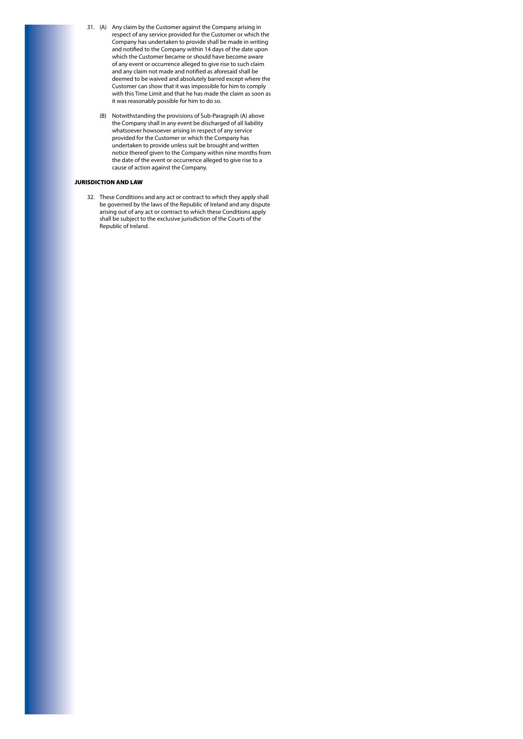31. (A) Any claim by the Customer against the Company arising in respect of any service provided for the Customer or which the Company has undertaken to provide shall be made in writing and notified to the Company within 14 days of the date upon which the Customer became or should have become aware of any event or occurrence alleged to give rise to such claim and any claim not made and notified as aforesaid shall be deemed to be waived and absolutely barred except where the Customer can show that it was impossible for him to comply with this Time Limit and that he has made the claim as soon as it was reasonably possible for him to do so.

    (B) Notwithstanding the provisions of Sub-Paragraph (A) above the Company shall in any event be discharged of all liability whatsoever howsoever arising in respect of any service provided for the Customer or which the Company has undertaken to provide unless suit be brought and written notice thereof given to the Company within nine months from the date of the event or occurrence alleged to give rise to a cause of action against the Company.

**JURISDICTION AND LAW**

32. These Conditions and any act or contract to which they apply shall be governed by the laws of the Republic of Ireland and any dispute arising out of any act or contract to which these Conditions apply shall be subject to the exclusive jurisdiction of the Courts of the Republic of Ireland.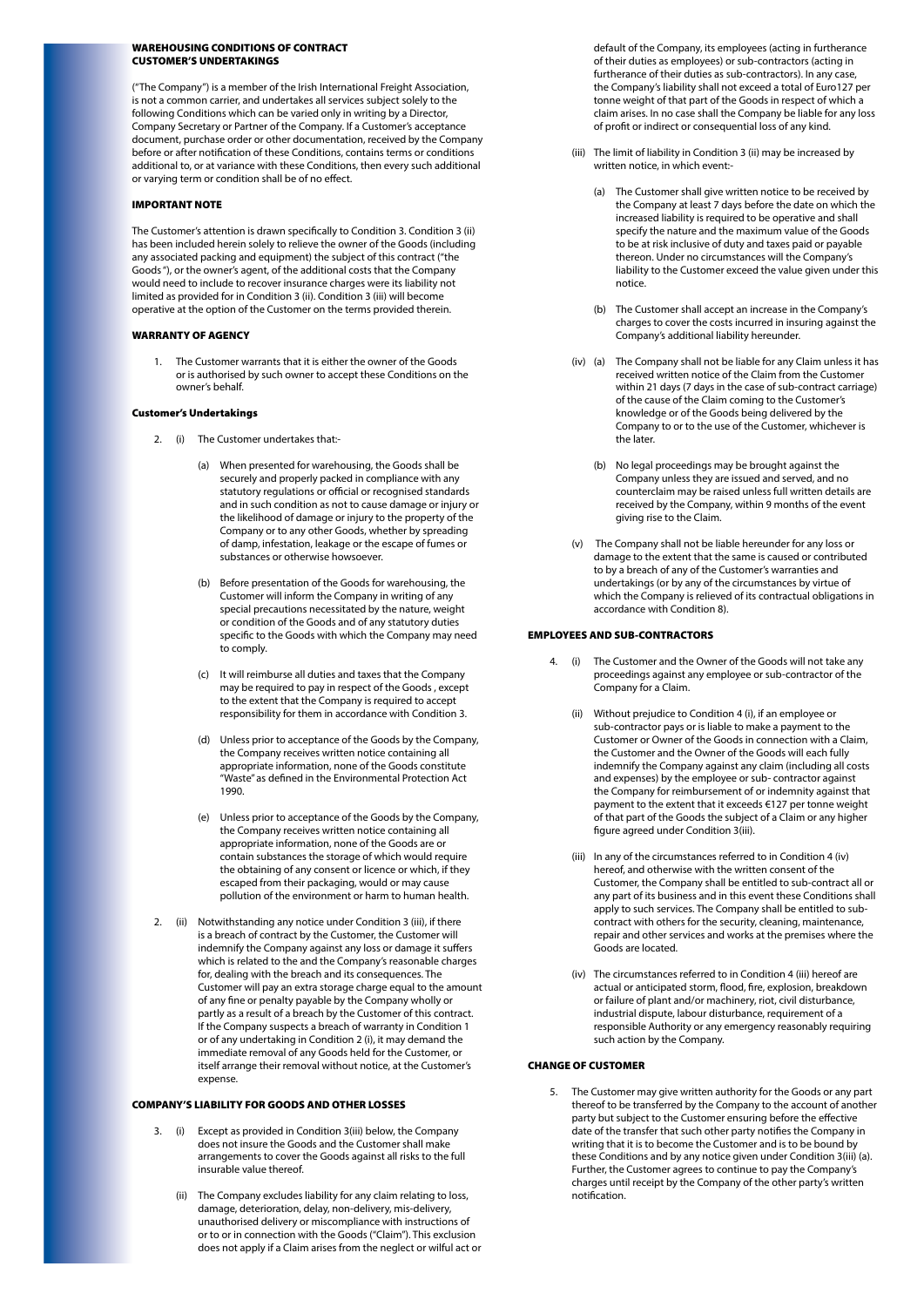## WAREHOUSING CONDITIONS OF CONTRACT
## CUSTOMER'S UNDERTAKINGS

("The Company") is a member of the Irish International Freight Association, is not a common carrier, and undertakes all services subject solely to the following Conditions which can be varied only in writing by a Director, Company Secretary or Partner of the Company. If a Customer's acceptance document, purchase order or other documentation, received by the Company before or after notification of these Conditions, contains terms or conditions additional to, or at variance with these Conditions, then every such additional or varying term or condition shall be of no effect.

### IMPORTANT NOTE

The Customer's attention is drawn specifically to Condition 3. Condition 3 (ii) has been included herein solely to relieve the owner of the Goods (including any associated packing and equipment) the subject of this contract ("the Goods"), or the owner's agent, of the additional costs that the Company would need to include to recover insurance charges were its liability not limited as provided for in Condition 3 (ii). Condition 3 (iii) will become operative at the option of the Customer on the terms provided therein.

### WARRANTY OF AGENCY

1. The Customer warrants that it is either the owner of the Goods or is authorised by such owner to accept these Conditions on the owner's behalf.

### Customer's Undertakings

2. (i) The Customer undertakes that:-

   (a) When presented for warehousing, the Goods shall be securely and properly packed in compliance with any statutory regulations or official or recognised standards and in such condition as not to cause damage or injury or the likelihood of damage or injury to the property of the Company or to any other Goods, whether by spreading of damp, infestation, leakage or the escape of fumes or substances or otherwise howsoever.

   (b) Before presentation of the Goods for warehousing, the Customer will inform the Company in writing of any special precautions necessitated by the nature, weight or condition of the Goods and of any statutory duties specific to the Goods with which the Company may need to comply.

   (c) It will reimburse all duties and taxes that the Company may be required to pay in respect of the Goods , except to the extent that the Company is required to accept responsibility for them in accordance with Condition 3.

   (d) Unless prior to acceptance of the Goods by the Company, the Company receives written notice containing all appropriate information, none of the Goods constitute "Waste" as defined in the Environmental Protection Act 1990.

   (e) Unless prior to acceptance of the Goods by the Company, the Company receives written notice containing all appropriate information, none of the Goods are or contain substances the storage of which would require the obtaining of any consent or licence or which, if they escaped from their packaging, would or may cause pollution of the environment or harm to human health.

2. (ii) Notwithstanding any notice under Condition 3 (iii), if there is a breach of contract by the Customer, the Customer will indemnify the Company against any loss or damage it suffers which is related to the and the Company's reasonable charges for, dealing with the breach and its consequences. The Customer will pay an extra storage charge equal to the amount of any fine or penalty payable by the Company wholly or partly as a result of a breach by the Customer of this contract. If the Company suspects a breach of warranty in Condition 1 or of any undertaking in Condition 2 (i), it may demand the immediate removal of any Goods held for the Customer, or itself arrange their removal without notice, at the Customer's expense.

### COMPANY'S LIABILITY FOR GOODS AND OTHER LOSSES

3. (i) Except as provided in Condition 3(iii) below, the Company does not insure the Goods and the Customer shall make arrangements to cover the Goods against all risks to the full insurable value thereof.

   (ii) The Company excludes liability for any claim relating to loss, damage, deterioration, delay, non-delivery, mis-delivery, unauthorised delivery or miscompliance with instructions of or to or in connection with the Goods ("Claim"). This exclusion does not apply if a Claim arises from the neglect or wilful act or default of the Company, its employees (acting in furtherance of their duties as employees) or sub-contractors (acting in furtherance of their duties as sub-contractors). In any case, the Company's liability shall not exceed a total of Euro127 per tonne weight of that part of the Goods in respect of which a claim arises. In no case shall the Company be liable for any loss of profit or indirect or consequential loss of any kind.

   (iii) The limit of liability in Condition 3 (ii) may be increased by written notice, in which event:-

   (a) The Customer shall give written notice to be received by the Company at least 7 days before the date on which the increased liability is required to be operative and shall specify the nature and the maximum value of the Goods to be at risk inclusive of duty and taxes paid or payable thereon. Under no circumstances will the Company's liability to the Customer exceed the value given under this notice.

   (b) The Customer shall accept an increase in the Company's charges to cover the costs incurred in insuring against the Company's additional liability hereunder.

   (iv) (a) The Company shall not be liable for any Claim unless it has received written notice of the Claim from the Customer within 21 days (7 days in the case of sub-contract carriage) of the cause of the Claim coming to the Customer's knowledge or of the Goods being delivered by the Company to or to the use of the Customer, whichever is the later.

   (b) No legal proceedings may be brought against the Company unless they are issued and served, and no counterclaim may be raised unless full written details are received by the Company, within 9 months of the event giving rise to the Claim.

   (v) The Company shall not be liable hereunder for any loss or damage to the extent that the same is caused or contributed to by a breach of any of the Customer's warranties and undertakings (or by any of the circumstances by virtue of which the Company is relieved of its contractual obligations in accordance with Condition 8).

### EMPLOYEES AND SUB-CONTRACTORS

4. (i) The Customer and the Owner of the Goods will not take any proceedings against any employee or sub-contractor of the Company for a Claim.

   (ii) Without prejudice to Condition 4 (i), if an employee or sub-contractor pays or is liable to make a payment to the Customer or Owner of the Goods in connection with a Claim, the Customer and the Owner of the Goods will each fully indemnify the Company against any claim (including all costs and expenses) by the employee or sub- contractor against the Company for reimbursement of or indemnity against that payment to the extent that it exceeds €127 per tonne weight of that part of the Goods the subject of a Claim or any higher figure agreed under Condition 3(iii).

   (iii) In any of the circumstances referred to in Condition 4 (iv) hereof, and otherwise with the written consent of the Customer, the Company shall be entitled to sub-contract all or any part of its business and in this event these Conditions shall apply to such services. The Company shall be entitled to sub-contract with others for the security, cleaning, maintenance, repair and other services and works at the premises where the Goods are located.

   (iv) The circumstances referred to in Condition 4 (iii) hereof are actual or anticipated storm, flood, fire, explosion, breakdown or failure of plant and/or machinery, riot, civil disturbance, industrial dispute, labour disturbance, requirement of a responsible Authority or any emergency reasonably requiring such action by the Company.

### CHANGE OF CUSTOMER

5. The Customer may give written authority for the Goods or any part thereof to be transferred by the Company to the account of another party but subject to the Customer ensuring before the effective date of the transfer that such other party notifies the Company in writing that it is to become the Customer and is to be bound by these Conditions and by any notice given under Condition 3(iii) (a). Further, the Customer agrees to continue to pay the Company's charges until receipt by the Company of the other party's written notification.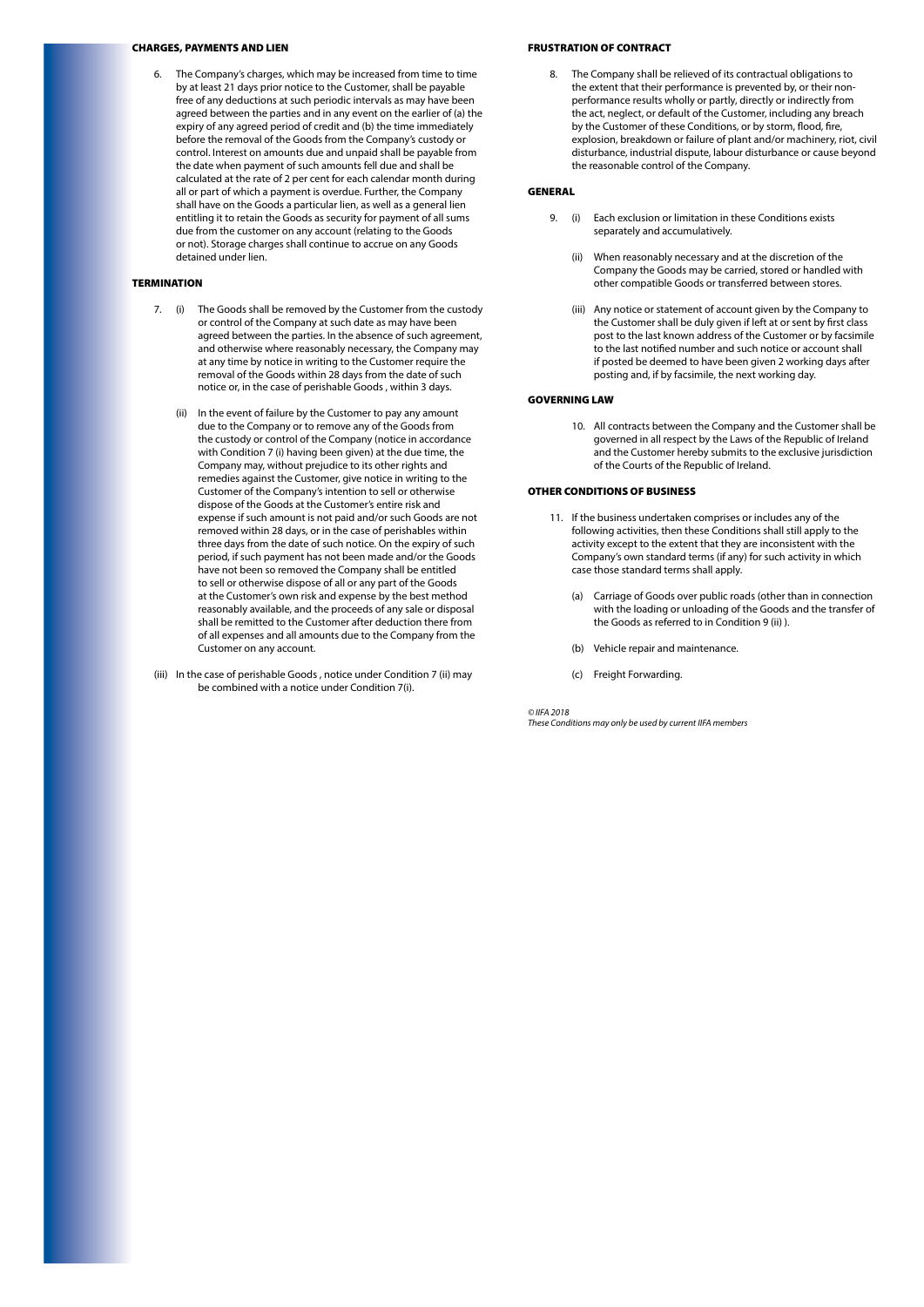## CHARGES, PAYMENTS AND LIEN

6. The Company's charges, which may be increased from time to time by at least 21 days prior notice to the Customer, shall be payable free of any deductions at such periodic intervals as may have been agreed between the parties and in any event on the earlier of (a) the expiry of any agreed period of credit and (b) the time immediately before the removal of the Goods from the Company's custody or control. Interest on amounts due and unpaid shall be payable from the date when payment of such amounts fell due and shall be calculated at the rate of 2 per cent for each calendar month during all or part of which a payment is overdue. Further, the Company shall have on the Goods a particular lien, as well as a general lien entitling it to retain the Goods as security for payment of all sums due from the customer on any account (relating to the Goods or not). Storage charges shall continue to accrue on any Goods detained under lien.

## TERMINATION

7. (i) The Goods shall be removed by the Customer from the custody or control of the Company at such date as may have been agreed between the parties. In the absence of such agreement, and otherwise where reasonably necessary, the Company may at any time by notice in writing to the Customer require the removal of the Goods within 28 days from the date of such notice or, in the case of perishable Goods , within 3 days.

   (ii) In the event of failure by the Customer to pay any amount due to the Company or to remove any of the Goods from the custody or control of the Company (notice in accordance with Condition 7 (i) having been given) at the due time, the Company may, without prejudice to its other rights and remedies against the Customer, give notice in writing to the Customer of the Company's intention to sell or otherwise dispose of the Goods at the Customer's entire risk and expense if such amount is not paid and/or such Goods are not removed within 28 days, or in the case of perishables within three days from the date of such notice. On the expiry of such period, if such payment has not been made and/or the Goods have not been so removed the Company shall be entitled to sell or otherwise dispose of all or any part of the Goods at the Customer's own risk and expense by the best method reasonably available, and the proceeds of any sale or disposal shall be remitted to the Customer after deduction there from of all expenses and all amounts due to the Company from the Customer on any account.

   (iii) In the case of perishable Goods , notice under Condition 7 (ii) may be combined with a notice under Condition 7(i).

## FRUSTRATION OF CONTRACT

8. The Company shall be relieved of its contractual obligations to the extent that their performance is prevented by, or their non-performance results wholly or partly, directly or indirectly from the act, neglect, or default of the Customer, including any breach by the Customer of these Conditions, or by storm, flood, fire, explosion, breakdown or failure of plant and/or machinery, riot, civil disturbance, industrial dispute, labour disturbance or cause beyond the reasonable control of the Company.

## GENERAL

9. (i) Each exclusion or limitation in these Conditions exists separately and accumulatively.

   (ii) When reasonably necessary and at the discretion of the Company the Goods may be carried, stored or handled with other compatible Goods or transferred between stores.

   (iii) Any notice or statement of account given by the Company to the Customer shall be duly given if left at or sent by first class post to the last known address of the Customer or by facsimile to the last notified number and such notice or account shall if posted be deemed to have been given 2 working days after posting and, if by facsimile, the next working day.

## GOVERNING LAW

10. All contracts between the Company and the Customer shall be governed in all respect by the Laws of the Republic of Ireland and the Customer hereby submits to the exclusive jurisdiction of the Courts of the Republic of Ireland.

## OTHER CONDITIONS OF BUSINESS

11. If the business undertaken comprises or includes any of the following activities, then these Conditions shall still apply to the activity except to the extent that they are inconsistent with the Company's own standard terms (if any) for such activity in which case those standard terms shall apply.

   (a) Carriage of Goods over public roads (other than in connection with the loading or unloading of the Goods and the transfer of the Goods as referred to in Condition 9 (ii) ).

   (b) Vehicle repair and maintenance.

   (c) Freight Forwarding.

*© IIFA 2018*
*These Conditions may only be used by current IIFA members*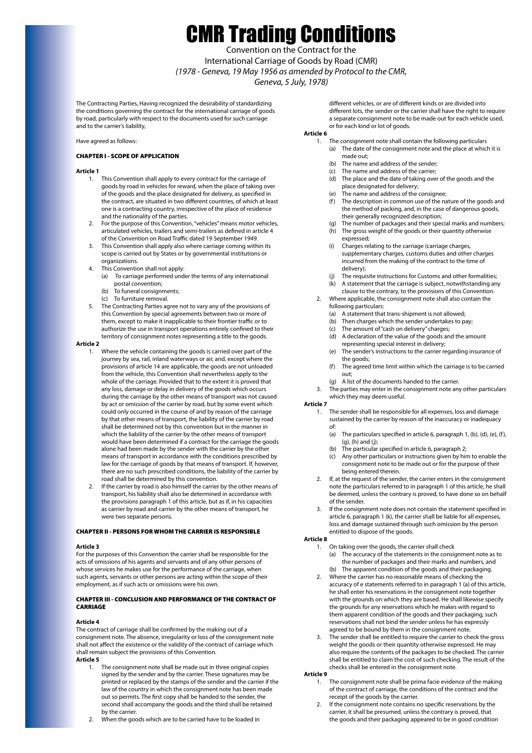# CMR Trading Conditions

Convention on the Contract for the
International Carriage of Goods by Road (CMR)
*(1978 - Geneva, 19 May 1956 as amended by Protocol to the CMR, Geneva, 5 July, 1978)*

The Contracting Parties, Having recognized the desirability of standardizing the conditions governing the contract for the international carriage of goods by road, particularly with respect to the documents used for such carriage and to the carrier's liability,

Have agreed as follows:

### CHAPTER I - SCOPE OF APPLICATION

**Article 1**

1. This Convention shall apply to every contract for the carriage of goods by road in vehicles for reward, when the place of taking over of the goods and the place designated for delivery, as specified in the contract, are situated in two different countries, of which at least one is a contracting country, irrespective of the place of residence and the nationality of the parties.
2. For the purpose of this Convention, "vehicles" means motor vehicles, articulated vehicles, trailers and semi-trailers as defined in article 4 of the Convention on Road Traffic dated 19 September 1949.
3. This Convention shall apply also where carriage coming within its scope is carried out by States or by governmental institutions or organizations.
4. This Convention shall not apply:
   (a) To carriage performed under the terms of any international postal convention;
   (b) To funeral consignments;
   (c) To furniture removal.
5. The Contracting Parties agree not to vary any of the provisions of this Convention by special agreements between two or more of them, except to make it inapplicable to their frontier traffic or to authorize the use in transport operations entirely confined to their territory of consignment notes representing a title to the goods.

**Article 2**

1. Where the vehicle containing the goods is carried over part of the journey by sea, rail, inland waterways or air, and, except where the provisions of article 14 are applicable, the goods are not unloaded from the vehicle, this Convention shall nevertheless apply to the whole of the carriage. Provided that to the extent it is proved that any loss, damage or delay in delivery of the goods which occurs during the carriage by the other means of transport was not caused by act or omission of the carrier by road, but by some event which could only occurred in the course of and by reason of the carriage by that other means of transport, the liability of the carrier by road shall be determined not by this convention but in the manner in which the liability of the carrier by the other means of transport would have been determined if a contract for the carriage the goods alone had been made by the sender with the carrier by the other means of transport in accordance with the conditions prescribed by law for the carriage of goods by that means of transport. If, however, there are no such prescribed conditions, the liability of the carrier by road shall be determined by this convention.
2. If the carrier by road is also himself the carrier by the other means of transport, his liability shall also be determined in accordance with the provisions paragraph 1 of this article, but as if, in his capacities as carrier by road and carrier by the other means of transport, he were two separate persons.

### CHAPTER II - PERSONS FOR WHOM THE CARRIER IS RESPONSIBLE

**Article 3**

For the purposes of this Convention the carrier shall be responsible for the acts of omissions of his agents and servants and of any other persons of whose services he makes use for the performance of the carriage, when such agents, servants or other persons are acting within the scope of their employment, as if such acts or omissions were his own.

### CHAPTER III - CONCLUSION AND PERFORMANCE OF THE CONTRACT OF CARRIAGE

**Article 4**

The contract of carriage shall be confirmed by the making out of a consignment note. The absence, irregularity or loss of the consignment note shall not affect the existence or the validity of the contract of carriage which shall remain subject the provisions of this Convention.

**Article 5**

1. The consignment note shall be made out in three original copies signed by the sender and by the carrier. These signatures may be printed or replaced by the stamps of the sender and the carrier if the law of the country in which the consignment note has been made out so permits. The first copy shall be handed to the sender, the second shall accompany the goods and the third shall be retained by the carrier.
2. When the goods which are to be carried have to be loaded in different vehicles, or are of different kinds or are divided into different lots, the sender or the carrier shall have the right to require a separate consignment note to be made out for each vehicle used, or for each kind or lot of goods.

**Article 6**

1. The consignment note shall contain the following particulars
   (a) The date of the consignment note and the place at which it is made out;
   (b) The name and address of the sender;
   (c) The name and address of the carrier;
   (d) The place and the date of taking over of the goods and the place designated for delivery;
   (e) The name and address of the consignee;
   (f) The description in common use of the nature of the goods and the method of packing, and, in the case of dangerous goods, their generally recognized description;
   (g) The number of packages and their special marks and numbers;
   (h) The gross weight of the goods or their quantity otherwise expressed;
   (i) Charges relating to the carriage (carriage charges, supplementary charges, customs duties and other charges incurred from the making of the contract to the time of delivery);
   (j) The requisite instructions for Customs and other formalities;
   (k) A statement that the carriage is subject, notwithstanding any clause to the contrary, to the provisions of this Convention.
2. Where applicable, the consignment note shall also contain the following particulars:
   (a) A statement that trans-shipment is not allowed;
   (b) Then charges which the sender undertakes to pay;
   (c) The amount of "cash on delivery" charges;
   (d) A declaration of the value of the goods and the amount representing special interest in delivery;
   (e) The sender's instructions to the carrier regarding insurance of the goods;
   (f) The agreed time limit within which the carriage is to be carried out;
   (g) A list of the documents handed to the carrier.
3. The parties may enter in the consignment note any other particulars which they may deem useful.

**Article 7**

1. The sender shall be responsible for all expenses, loss and damage sustained by the carrier by reason of the inaccuracy or inadequacy of:
   (a) The particulars specified in article 6, paragraph 1, (b), (d), (e), (f), (g), (h) and (j);
   (b) The particular specified in article 6, paragraph 2;
   (c) Any other particulars or instructions given by him to enable the consignment note to be made out or for the purpose of their being entered therein.
2. If, at the request of the sender, the carrier enters in the consignment note the particulars referred to in paragraph 1 of this article, he shall be deemed, unless the contrary is proved, to have done so on behalf of the sender.
3. If the consignment note does not contain the statement specified in article 6, paragraph 1 (k), the carrier shall be liable for all expenses, loss and damage sustained through such omission by the person entitled to dispose of the goods.

**Article 8**

1. On taking over the goods, the carrier shall check
   (a) The accuracy of the statements in the consignment note as to the number of packages and their marks and numbers, and
   (b) The apparent condition of the goods and their packaging.
2. Where the carrier has no reasonable means of checking the accuracy of e statements referred to in paragraph 1 (a) of this article, he shall enter his reservations in the consignment note together with the grounds on which they are based. He shall likewise specify the grounds for any reservations which he makes with regard to them apparent condition of the goods and their packaging, such reservations shall not bind the sender unless he has expressly agreed to be bound by them in the consignment note.
3. The sender shall be entitled to require the carrier to check the gross weight the goods or their quantity otherwise expressed. He may also require the contents of the packages to be checked. The carrier shall be entitled to claim the cost of such checking. The result of the checks shall be entered in the consignment note.

**Article 9**

1. The consignment note shall be prima facie evidence of the making of the contract of carriage, the conditions of the contract and the receipt of the goods by the carrier.
2. If the consignment note contains no specific reservations by the carrier, it shall be presumed, unless the contrary is proved, that the goods and their packaging appeared to be in good condition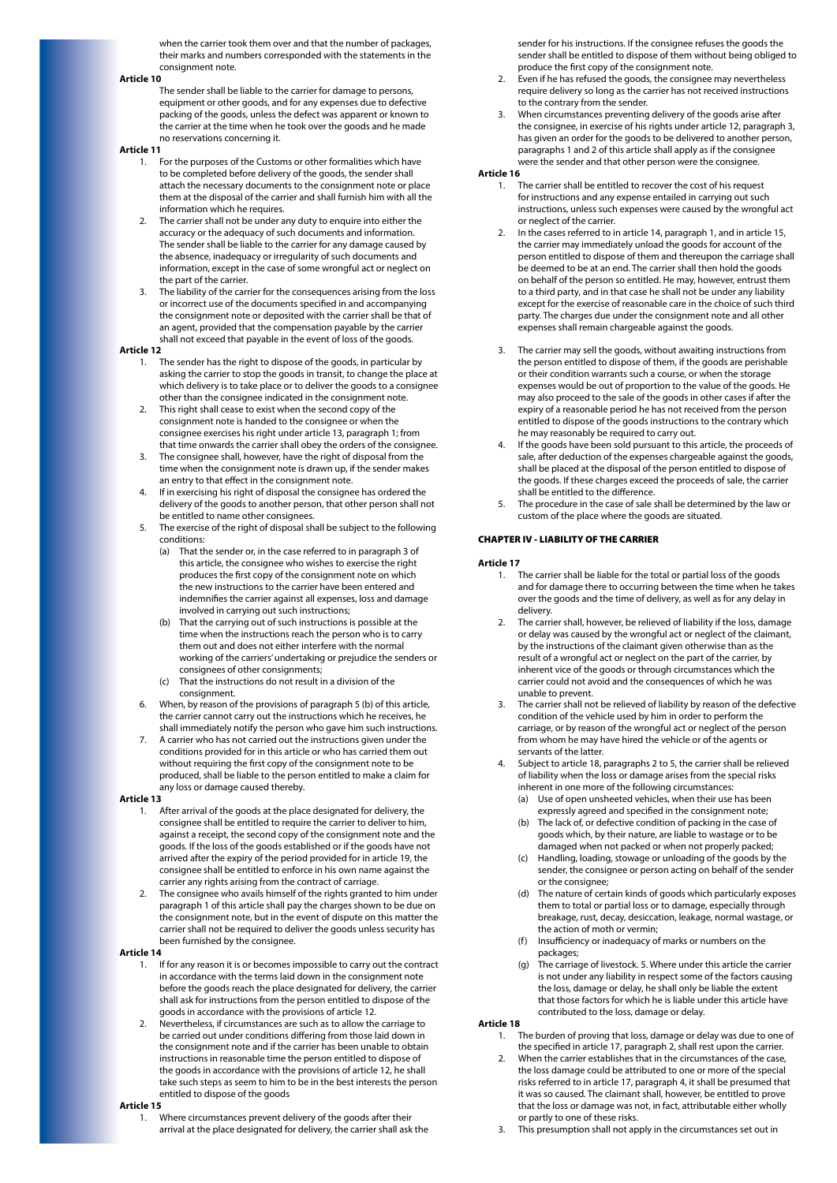when the carrier took them over and that the number of packages, their marks and numbers corresponded with the statements in the consignment note.

**Article 10**

The sender shall be liable to the carrier for damage to persons, equipment or other goods, and for any expenses due to defective packing of the goods, unless the defect was apparent or known to the carrier at the time when he took over the goods and he made no reservations concerning it.

**Article 11**

1. For the purposes of the Customs or other formalities which have to be completed before delivery of the goods, the sender shall attach the necessary documents to the consignment note or place them at the disposal of the carrier and shall furnish him with all the information which he requires.
2. The carrier shall not be under any duty to enquire into either the accuracy or the adequacy of such documents and information. The sender shall be liable to the carrier for any damage caused by the absence, inadequacy or irregularity of such documents and information, except in the case of some wrongful act or neglect on the part of the carrier.
3. The liability of the carrier for the consequences arising from the loss or incorrect use of the documents specified in and accompanying the consignment note or deposited with the carrier shall be that of an agent, provided that the compensation payable by the carrier shall not exceed that payable in the event of loss of the goods.

**Article 12**

1. The sender has the right to dispose of the goods, in particular by asking the carrier to stop the goods in transit, to change the place at which delivery is to take place or to deliver the goods to a consignee other than the consignee indicated in the consignment note.
2. This right shall cease to exist when the second copy of the consignment note is handed to the consignee or when the consignee exercises his right under article 13, paragraph 1; from that time onwards the carrier shall obey the orders of the consignee.
3. The consignee shall, however, have the right of disposal from the time when the consignment note is drawn up, if the sender makes an entry to that effect in the consignment note.
4. If in exercising his right of disposal the consignee has ordered the delivery of the goods to another person, that other person shall not be entitled to name other consignees.
5. The exercise of the right of disposal shall be subject to the following conditions:
   (a) That the sender or, in the case referred to in paragraph 3 of this article, the consignee who wishes to exercise the right produces the first copy of the consignment note on which the new instructions to the carrier have been entered and indemnifies the carrier against all expenses, loss and damage involved in carrying out such instructions;
   (b) That the carrying out of such instructions is possible at the time when the instructions reach the person who is to carry them out and does not either interfere with the normal working of the carriers' undertaking or prejudice the senders or consignees of other consignments;
   (c) That the instructions do not result in a division of the consignment.
6. When, by reason of the provisions of paragraph 5 (b) of this article, the carrier cannot carry out the instructions which he receives, he shall immediately notify the person who gave him such instructions.
7. A carrier who has not carried out the instructions given under the conditions provided for in this article or who has carried them out without requiring the first copy of the consignment note to be produced, shall be liable to the person entitled to make a claim for any loss or damage caused thereby.

**Article 13**

1. After arrival of the goods at the place designated for delivery, the consignee shall be entitled to require the carrier to deliver to him, against a receipt, the second copy of the consignment note and the goods. If the loss of the goods established or if the goods have not arrived after the expiry of the period provided for in article 19, the consignee shall be entitled to enforce in his own name against the carrier any rights arising from the contract of carriage.
2. The consignee who avails himself of the rights granted to him under paragraph 1 of this article shall pay the charges shown to be due on the consignment note, but in the event of dispute on this matter the carrier shall not be required to deliver the goods unless security has been furnished by the consignee.

**Article 14**

1. If for any reason it is or becomes impossible to carry out the contract in accordance with the terms laid down in the consignment note before the goods reach the place designated for delivery, the carrier shall ask for instructions from the person entitled to dispose of the goods in accordance with the provisions of article 12.
2. Nevertheless, if circumstances are such as to allow the carriage to be carried out under conditions differing from those laid down in the consignment note and if the carrier has been unable to obtain instructions in reasonable time the person entitled to dispose of the goods in accordance with the provisions of article 12, he shall take such steps as seem to him to be in the best interests the person entitled to dispose of the goods

**Article 15**

1. Where circumstances prevent delivery of the goods after their arrival at the place designated for delivery, the carrier shall ask the sender for his instructions. If the consignee refuses the goods the sender shall be entitled to dispose of them without being obliged to produce the first copy of the consignment note.
2. Even if he has refused the goods, the consignee may nevertheless require delivery so long as the carrier has not received instructions to the contrary from the sender.
3. When circumstances preventing delivery of the goods arise after the consignee, in exercise of his rights under article 12, paragraph 3, has given an order for the goods to be delivered to another person, paragraphs 1 and 2 of this article shall apply as if the consignee were the sender and that other person were the consignee.

**Article 16**

1. The carrier shall be entitled to recover the cost of his request for instructions and any expense entailed in carrying out such instructions, unless such expenses were caused by the wrongful act or neglect of the carrier.
2. In the cases referred to in article 14, paragraph 1, and in article 15, the carrier may immediately unload the goods for account of the person entitled to dispose of them and thereupon the carriage shall be deemed to be at an end. The carrier shall then hold the goods on behalf of the person so entitled. He may, however, entrust them to a third party, and in that case he shall not be under any liability except for the exercise of reasonable care in the choice of such third party. The charges due under the consignment note and all other expenses shall remain chargeable against the goods.
3. The carrier may sell the goods, without awaiting instructions from the person entitled to dispose of them, if the goods are perishable or their condition warrants such a course, or when the storage expenses would be out of proportion to the value of the goods. He may also proceed to the sale of the goods in other cases if after the expiry of a reasonable period he has not received from the person entitled to dispose of the goods instructions to the contrary which he may reasonably be required to carry out.
4. If the goods have been sold pursuant to this article, the proceeds of sale, after deduction of the expenses chargeable against the goods, shall be placed at the disposal of the person entitled to dispose of the goods. If these charges exceed the proceeds of sale, the carrier shall be entitled to the difference.
5. The procedure in the case of sale shall be determined by the law or custom of the place where the goods are situated.

## CHAPTER IV - LIABILITY OF THE CARRIER

**Article 17**

1. The carrier shall be liable for the total or partial loss of the goods and for damage there to occurring between the time when he takes over the goods and the time of delivery, as well as for any delay in delivery.
2. The carrier shall, however, be relieved of liability if the loss, damage or delay was caused by the wrongful act or neglect of the claimant, by the instructions of the claimant given otherwise than as the result of a wrongful act or neglect on the part of the carrier, by inherent vice of the goods or through circumstances which the carrier could not avoid and the consequences of which he was unable to prevent.
3. The carrier shall not be relieved of liability by reason of the defective condition of the vehicle used by him in order to perform the carriage, or by reason of the wrongful act or neglect of the person from whom he may have hired the vehicle or of the agents or servants of the latter.
4. Subject to article 18, paragraphs 2 to 5, the carrier shall be relieved of liability when the loss or damage arises from the special risks inherent in one more of the following circumstances:
   (a) Use of open unsheeted vehicles, when their use has been expressly agreed and specified in the consignment note;
   (b) The lack of, or defective condition of packing in the case of goods which, by their nature, are liable to wastage or to be damaged when not packed or when not properly packed;
   (c) Handling, loading, stowage or unloading of the goods by the sender, the consignee or person acting on behalf of the sender or the consignee;
   (d) The nature of certain kinds of goods which particularly exposes them to total or partial loss or to damage, especially through breakage, rust, decay, desiccation, leakage, normal wastage, or the action of moth or vermin;
   (f) Insufficiency or inadequacy of marks or numbers on the packages;
   (g) The carriage of livestock. 5. Where under this article the carrier is not under any liability in respect some of the factors causing the loss, damage or delay, he shall only be liable the extent that those factors for which he is liable under this article have contributed to the loss, damage or delay.

**Article 18**

1. The burden of proving that loss, damage or delay was due to one of the specified in article 17, paragraph 2, shall rest upon the carrier.
2. When the carrier establishes that in the circumstances of the case, the loss damage could be attributed to one or more of the special risks referred to in article 17, paragraph 4, it shall be presumed that it was so caused. The claimant shall, however, be entitled to prove that the loss or damage was not, in fact, attributable either wholly or partly to one of these risks.
3. This presumption shall not apply in the circumstances set out in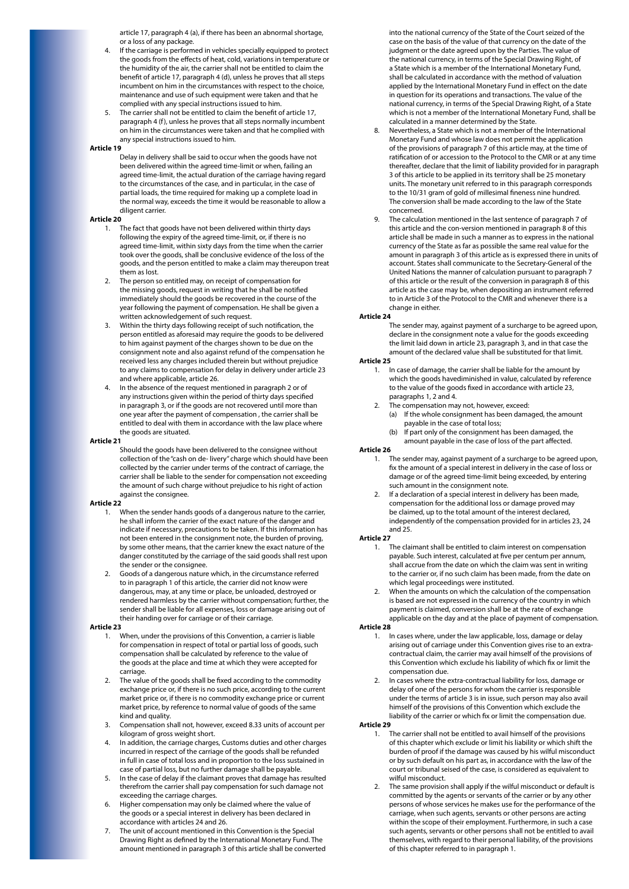article 17, paragraph 4 (a), if there has been an abnormal shortage, or a loss of any package.

4. If the carriage is performed in vehicles specially equipped to protect the goods from the effects of heat, cold, variations in temperature or the humidity of the air, the carrier shall not be entitled to claim the benefit of article 17, paragraph 4 (d), unless he proves that all steps incumbent on him in the circumstances with respect to the choice, maintenance and use of such equipment were taken and that he complied with any special instructions issued to him.
5. The carrier shall not be entitled to claim the benefit of article 17, paragraph 4 (f), unless he proves that all steps normally incumbent on him in the circumstances were taken and that he complied with any special instructions issued to him.

**Article 19**

Delay in delivery shall be said to occur when the goods have not been delivered within the agreed time-limit or when, failing an agreed time-limit, the actual duration of the carriage having regard to the circumstances of the case, and in particular, in the case of partial loads, the time required for making up a complete load in the normal way, exceeds the time it would be reasonable to allow a diligent carrier.

**Article 20**

1. The fact that goods have not been delivered within thirty days following the expiry of the agreed time-limit, or, if there is no agreed time-limit, within sixty days from the time when the carrier took over the goods, shall be conclusive evidence of the loss of the goods, and the person entitled to make a claim may thereupon treat them as lost.
2. The person so entitled may, on receipt of compensation for the missing goods, request in writing that he shall be notified immediately should the goods be recovered in the course of the year following the payment of compensation. He shall be given a written acknowledgement of such request.
3. Within the thirty days following receipt of such notification, the person entitled as aforesaid may require the goods to be delivered to him against payment of the charges shown to be due on the consignment note and also against refund of the compensation he received less any charges included therein but without prejudice to any claims to compensation for delay in delivery under article 23 and where applicable, article 26.
4. In the absence of the request mentioned in paragraph 2 or of any instructions given within the period of thirty days specified in paragraph 3, or if the goods are not recovered until more than one year after the payment of compensation , the carrier shall be entitled to deal with them in accordance with the law place where the goods are situated.

**Article 21**

Should the goods have been delivered to the consignee without collection of the "cash on de- livery" charge which should have been collected by the carrier under terms of the contract of carriage, the carrier shall be liable to the sender for compensation not exceeding the amount of such charge without prejudice to his right of action against the consignee.

**Article 22**

1. When the sender hands goods of a dangerous nature to the carrier, he shall inform the carrier of the exact nature of the danger and indicate if necessary, precautions to be taken. If this information has not been entered in the consignment note, the burden of proving, by some other means, that the carrier knew the exact nature of the danger constituted by the carriage of the said goods shall rest upon the sender or the consignee.
2. Goods of a dangerous nature which, in the circumstance referred to in paragraph 1 of this article, the carrier did not know were dangerous, may, at any time or place, be unloaded, destroyed or rendered harmless by the carrier without compensation; further, the sender shall be liable for all expenses, loss or damage arising out of their handing over for carriage or of their carriage.

**Article 23**

1. When, under the provisions of this Convention, a carrier is liable for compensation in respect of total or partial loss of goods, such compensation shall be calculated by reference to the value of the goods at the place and time at which they were accepted for carriage.
2. The value of the goods shall be fixed according to the commodity exchange price or, if there is no such price, according to the current market price or, if there is no commodity exchange price or current market price, by reference to normal value of goods of the same kind and quality.
3. Compensation shall not, however, exceed 8.33 units of account per kilogram of gross weight short.
4. In addition, the carriage charges, Customs duties and other charges incurred in respect of the carriage of the goods shall be refunded in full in case of total loss and in proportion to the loss sustained in case of partial loss, but no further damage shall be payable.
5. In the case of delay if the claimant proves that damage has resulted therefrom the carrier shall pay compensation for such damage not exceeding the carriage charges.
6. Higher compensation may only be claimed where the value of the goods or a special interest in delivery has been declared in accordance with articles 24 and 26.
7. The unit of account mentioned in this Convention is the Special Drawing Right as defined by the International Monetary Fund. The amount mentioned in paragraph 3 of this article shall be converted into the national currency of the State of the Court seized of the case on the basis of the value of that currency on the date of the judgment or the date agreed upon by the Parties. The value of the national currency, in terms of the Special Drawing Right, of a State which is a member of the International Monetary Fund, shall be calculated in accordance with the method of valuation applied by the International Monetary Fund in effect on the date in question for its operations and transactions. The value of the national currency, in terms of the Special Drawing Right, of a State which is not a member of the International Monetary Fund, shall be calculated in a manner determined by the State.
8. Nevertheless, a State which is not a member of the International Monetary Fund and whose law does not permit the application of the provisions of paragraph 7 of this article may, at the time of ratification of or accession to the Protocol to the CMR or at any time thereafter, declare that the limit of liability provided for in paragraph 3 of this article to be applied in its territory shall be 25 monetary units. The monetary unit referred to in this paragraph corresponds to the 10/31 gram of gold of millesimal fineness nine hundred. The conversion shall be made according to the law of the State concerned.
9. The calculation mentioned in the last sentence of paragraph 7 of this article and the con-version mentioned in paragraph 8 of this article shall be made in such a manner as to express in the national currency of the State as far as possible the same real value for the amount in paragraph 3 of this article as is expressed there in units of account. States shall communicate to the Secretary-General of the United Nations the manner of calculation pursuant to paragraph 7 of this article or the result of the conversion in paragraph 8 of this article as the case may be, when depositing an instrument referred to in Article 3 of the Protocol to the CMR and whenever there is a change in either.

**Article 24**

The sender may, against payment of a surcharge to be agreed upon, declare in the consignment note a value for the goods exceeding the limit laid down in article 23, paragraph 3, and in that case the amount of the declared value shall be substituted for that limit.

**Article 25**

1. In case of damage, the carrier shall be liable for the amount by which the goods havediminished in value, calculated by reference to the value of the goods fixed in accordance with article 23, paragraphs 1, 2 and 4.
2. The compensation may not, however, exceed:
   (a) If the whole consignment has been damaged, the amount payable in the case of total loss;
   (b) If part only of the consignment has been damaged, the amount payable in the case of loss of the part affected.

**Article 26**

1. The sender may, against payment of a surcharge to be agreed upon, fix the amount of a special interest in delivery in the case of loss or damage or of the agreed time-limit being exceeded, by entering such amount in the consignment note.
2. If a declaration of a special interest in delivery has been made, compensation for the additional loss or damage proved may be claimed, up to the total amount of the interest declared, independently of the compensation provided for in articles 23, 24 and 25.

**Article 27**

1. The claimant shall be entitled to claim interest on compensation payable. Such interest, calculated at five per centum per annum, shall accrue from the date on which the claim was sent in writing to the carrier or, if no such claim has been made, from the date on which legal proceedings were instituted.
2. When the amounts on which the calculation of the compensation is based are not expressed in the currency of the country in which payment is claimed, conversion shall be at the rate of exchange applicable on the day and at the place of payment of compensation.

**Article 28**

1. In cases where, under the law applicable, loss, damage or delay arising out of carriage under this Convention gives rise to an extra-contractual claim, the carrier may avail himself of the provisions of this Convention which exclude his liability of which fix or limit the compensation due.
2. In cases where the extra-contractual liability for loss, damage or delay of one of the persons for whom the carrier is responsible under the terms of article 3 is in issue, such person may also avail himself of the provisions of this Convention which exclude the liability of the carrier or which fix or limit the compensation due.

**Article 29**

1. The carrier shall not be entitled to avail himself of the provisions of this chapter which exclude or limit his liability or which shift the burden of proof if the damage was caused by his wilful misconduct or by such default on his part as, in accordance with the law of the court or tribunal seised of the case, is considered as equivalent to wilful misconduct.
2. The same provision shall apply if the wilful misconduct or default is committed by the agents or servants of the carrier or by any other persons of whose services he makes use for the performance of the carriage, when such agents, servants or other persons are acting within the scope of their employment. Furthermore, in such a case such agents, servants or other persons shall not be entitled to avail themselves, with regard to their personal liability, of the provisions of this chapter referred to in paragraph 1.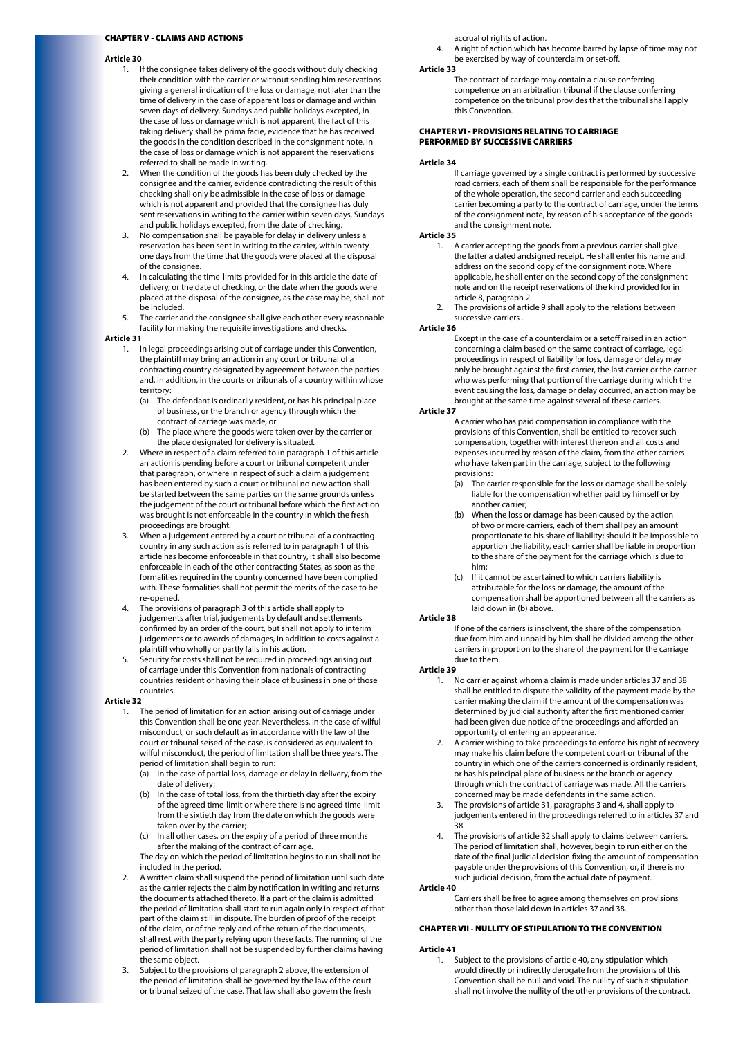## CHAPTER V - CLAIMS AND ACTIONS

### Article 30

1. If the consignee takes delivery of the goods without duly checking their condition with the carrier or without sending him reservations giving a general indication of the loss or damage, not later than the time of delivery in the case of apparent loss or damage and within seven days of delivery, Sundays and public holidays excepted, in the case of loss or damage which is not apparent, the fact of this taking delivery shall be prima facie, evidence that he has received the goods in the condition described in the consignment note. In the case of loss or damage which is not apparent the reservations referred to shall be made in writing.
2. When the condition of the goods has been duly checked by the consignee and the carrier, evidence contradicting the result of this checking shall only be admissible in the case of loss or damage which is not apparent and provided that the consignee has duly sent reservations in writing to the carrier within seven days, Sundays and public holidays excepted, from the date of checking.
3. No compensation shall be payable for delay in delivery unless a reservation has been sent in writing to the carrier, within twenty-one days from the time that the goods were placed at the disposal of the consignee.
4. In calculating the time-limits provided for in this article the date of delivery, or the date of checking, or the date when the goods were placed at the disposal of the consignee, as the case may be, shall not be included.
5. The carrier and the consignee shall give each other every reasonable facility for making the requisite investigations and checks.

### Article 31

1. In legal proceedings arising out of carriage under this Convention, the plaintiff may bring an action in any court or tribunal of a contracting country designated by agreement between the parties and, in addition, in the courts or tribunals of a country within whose territory:
   (a) The defendant is ordinarily resident, or has his principal place of business, or the branch or agency through which the contract of carriage was made, or
   (b) The place where the goods were taken over by the carrier or the place designated for delivery is situated.
2. Where in respect of a claim referred to in paragraph 1 of this article an action is pending before a court or tribunal competent under that paragraph, or where in respect of such a claim a judgement has been entered by such a court or tribunal no new action shall be started between the same parties on the same grounds unless the judgement of the court or tribunal before which the first action was brought is not enforceable in the country in which the fresh proceedings are brought.
3. When a judgement entered by a court or tribunal of a contracting country in any such action as is referred to in paragraph 1 of this article has become enforceable in that country, it shall also become enforceable in each of the other contracting States, as soon as the formalities required in the country concerned have been complied with. These formalities shall not permit the merits of the case to be re-opened.
4. The provisions of paragraph 3 of this article shall apply to judgements after trial, judgements by default and settlements confirmed by an order of the court, but shall not apply to interim judgements or to awards of damages, in addition to costs against a plaintiff who wholly or partly fails in his action.
5. Security for costs shall not be required in proceedings arising out of carriage under this Convention from nationals of contracting countries resident or having their place of business in one of those countries.

### Article 32

1. The period of limitation for an action arising out of carriage under this Convention shall be one year. Nevertheless, in the case of wilful misconduct, or such default as in accordance with the law of the court or tribunal seised of the case, is considered as equivalent to wilful misconduct, the period of limitation shall be three years. The period of limitation shall begin to run:
   (a) In the case of partial loss, damage or delay in delivery, from the date of delivery;
   (b) In the case of total loss, from the thirtieth day after the expiry of the agreed time-limit or where there is no agreed time-limit from the sixtieth day from the date on which the goods were taken over by the carrier;
   (c) In all other cases, on the expiry of a period of three months after the making of the contract of carriage.

   The day on which the period of limitation begins to run shall not be included in the period.
2. A written claim shall suspend the period of limitation until such date as the carrier rejects the claim by notification in writing and returns the documents attached thereto. If a part of the claim is admitted the period of limitation shall start to run again only in respect of that part of the claim still in dispute. The burden of proof of the receipt of the claim, or of the reply and of the return of the documents, shall rest with the party relying upon these facts. The running of the period of limitation shall not be suspended by further claims having the same object.
3. Subject to the provisions of paragraph 2 above, the extension of the period of limitation shall be governed by the law of the court or tribunal seized of the case. That law shall also govern the fresh accrual of rights of action.
4. A right of action which has become barred by lapse of time may not be exercised by way of counterclaim or set-off.

### Article 33

The contract of carriage may contain a clause conferring competence on an arbitration tribunal if the clause conferring competence on the tribunal provides that the tribunal shall apply this Convention.

## CHAPTER VI - PROVISIONS RELATING TO CARRIAGE PERFORMED BY SUCCESSIVE CARRIERS

### Article 34

If carriage governed by a single contract is performed by successive road carriers, each of them shall be responsible for the performance of the whole operation, the second carrier and each succeeding carrier becoming a party to the contract of carriage, under the terms of the consignment note, by reason of his acceptance of the goods and the consignment note.

### Article 35

1. A carrier accepting the goods from a previous carrier shall give the latter a dated andsigned receipt. He shall enter his name and address on the second copy of the consignment note. Where applicable, he shall enter on the second copy of the consignment note and on the receipt reservations of the kind provided for in article 8, paragraph 2.
2. The provisions of article 9 shall apply to the relations between successive carriers .

### Article 36

Except in the case of a counterclaim or a setoff raised in an action concerning a claim based on the same contract of carriage, legal proceedings in respect of liability for loss, damage or delay may only be brought against the first carrier, the last carrier or the carrier who was performing that portion of the carriage during which the event causing the loss, damage or delay occurred, an action may be brought at the same time against several of these carriers.

### Article 37

A carrier who has paid compensation in compliance with the provisions of this Convention, shall be entitled to recover such compensation, together with interest thereon and all costs and expenses incurred by reason of the claim, from the other carriers who have taken part in the carriage, subject to the following provisions:

(a) The carrier responsible for the loss or damage shall be solely liable for the compensation whether paid by himself or by another carrier;
(b) When the loss or damage has been caused by the action of two or more carriers, each of them shall pay an amount proportionate to his share of liability; should it be impossible to apportion the liability, each carrier shall be liable in proportion to the share of the payment for the carriage which is due to him;
(c) If it cannot be ascertained to which carriers liability is attributable for the loss or damage, the amount of the compensation shall be apportioned between all the carriers as laid down in (b) above.

### Article 38

If one of the carriers is insolvent, the share of the compensation due from him and unpaid by him shall be divided among the other carriers in proportion to the share of the payment for the carriage due to them.

### Article 39

1. No carrier against whom a claim is made under articles 37 and 38 shall be entitled to dispute the validity of the payment made by the carrier making the claim if the amount of the compensation was determined by judicial authority after the first mentioned carrier had been given due notice of the proceedings and afforded an opportunity of entering an appearance.
2. A carrier wishing to take proceedings to enforce his right of recovery may make his claim before the competent court or tribunal of the country in which one of the carriers concerned is ordinarily resident, or has his principal place of business or the branch or agency through which the contract of carriage was made. All the carriers concerned may be made defendants in the same action.
3. The provisions of article 31, paragraphs 3 and 4, shall apply to judgements entered in the proceedings referred to in articles 37 and 38.
4. The provisions of article 32 shall apply to claims between carriers. The period of limitation shall, however, begin to run either on the date of the final judicial decision fixing the amount of compensation payable under the provisions of this Convention, or, if there is no such judicial decision, from the actual date of payment.

### Article 40

Carriers shall be free to agree among themselves on provisions other than those laid down in articles 37 and 38.

## CHAPTER VII - NULLITY OF STIPULATION TO THE CONVENTION

### Article 41

1. Subject to the provisions of article 40, any stipulation which would directly or indirectly derogate from the provisions of this Convention shall be null and void. The nullity of such a stipulation shall not involve the nullity of the other provisions of the contract.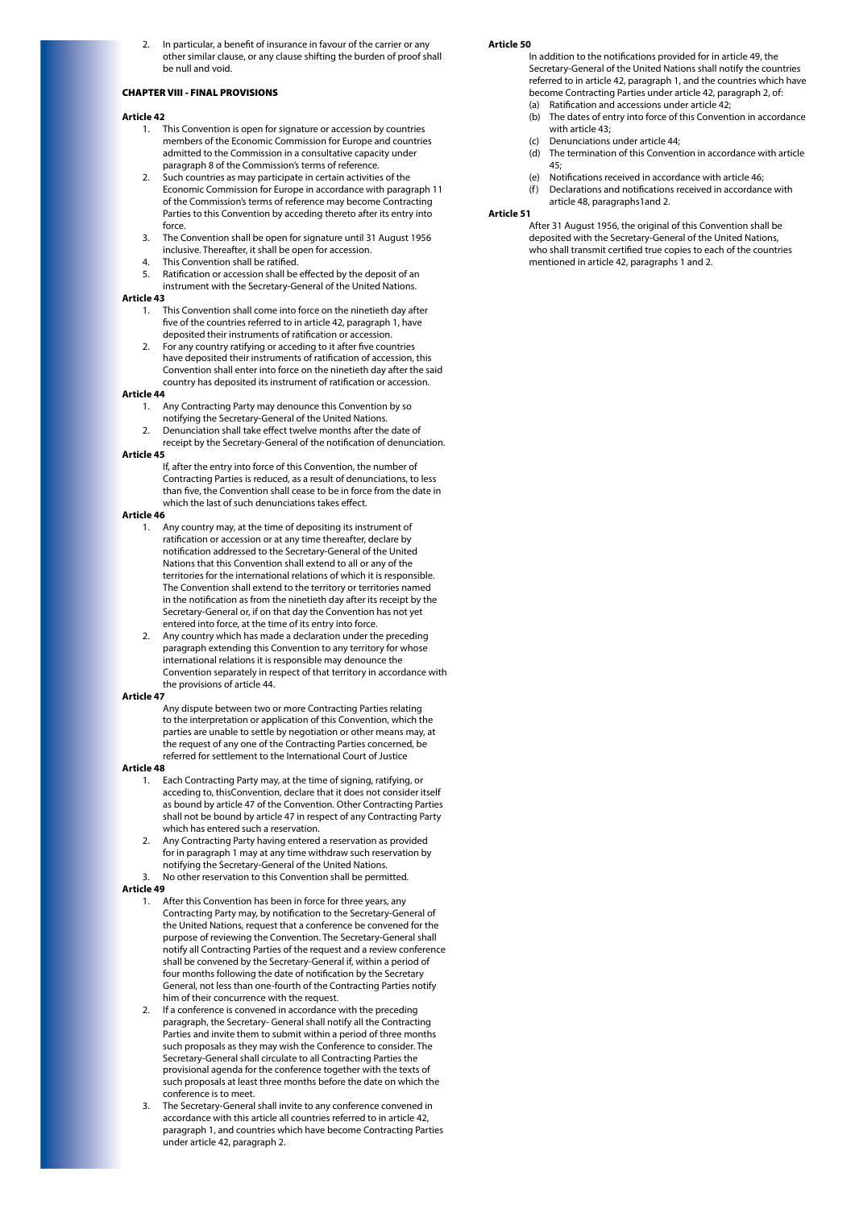2. In particular, a benefit of insurance in favour of the carrier or any other similar clause, or any clause shifting the burden of proof shall be null and void.

## CHAPTER VIII - FINAL PROVISIONS

**Article 42**

1. This Convention is open for signature or accession by countries members of the Economic Commission for Europe and countries admitted to the Commission in a consultative capacity under paragraph 8 of the Commission's terms of reference.
2. Such countries as may participate in certain activities of the Economic Commission for Europe in accordance with paragraph 11 of the Commission's terms of reference may become Contracting Parties to this Convention by acceding thereto after its entry into force.
3. The Convention shall be open for signature until 31 August 1956 inclusive. Thereafter, it shall be open for accession.
4. This Convention shall be ratified.
5. Ratification or accession shall be effected by the deposit of an instrument with the Secretary-General of the United Nations.

**Article 43**

1. This Convention shall come into force on the ninetieth day after five of the countries referred to in article 42, paragraph 1, have deposited their instruments of ratification or accession.
2. For any country ratifying or acceding to it after five countries have deposited their instruments of ratification of accession, this Convention shall enter into force on the ninetieth day after the said country has deposited its instrument of ratification or accession.

**Article 44**

1. Any Contracting Party may denounce this Convention by so notifying the Secretary-General of the United Nations.
2. Denunciation shall take effect twelve months after the date of receipt by the Secretary-General of the notification of denunciation.

**Article 45**

If, after the entry into force of this Convention, the number of Contracting Parties is reduced, as a result of denunciations, to less than five, the Convention shall cease to be in force from the date in which the last of such denunciations takes effect.

**Article 46**

1. Any country may, at the time of depositing its instrument of ratification or accession or at any time thereafter, declare by notification addressed to the Secretary-General of the United Nations that this Convention shall extend to all or any of the territories for the international relations of which it is responsible. The Convention shall extend to the territory or territories named in the notification as from the ninetieth day after its receipt by the Secretary-General or, if on that day the Convention has not yet entered into force, at the time of its entry into force.
2. Any country which has made a declaration under the preceding paragraph extending this Convention to any territory for whose international relations it is responsible may denounce the Convention separately in respect of that territory in accordance with the provisions of article 44.

**Article 47**

Any dispute between two or more Contracting Parties relating to the interpretation or application of this Convention, which the parties are unable to settle by negotiation or other means may, at the request of any one of the Contracting Parties concerned, be referred for settlement to the International Court of Justice

**Article 48**

1. Each Contracting Party may, at the time of signing, ratifying, or acceding to, thisConvention, declare that it does not consider itself as bound by article 47 of the Convention. Other Contracting Parties shall not be bound by article 47 in respect of any Contracting Party which has entered such a reservation.
2. Any Contracting Party having entered a reservation as provided for in paragraph 1 may at any time withdraw such reservation by notifying the Secretary-General of the United Nations.
3. No other reservation to this Convention shall be permitted.

**Article 49**

1. After this Convention has been in force for three years, any Contracting Party may, by notification to the Secretary-General of the United Nations, request that a conference be convened for the purpose of reviewing the Convention. The Secretary-General shall notify all Contracting Parties of the request and a review conference shall be convened by the Secretary-General if, within a period of four months following the date of notification by the Secretary General, not less than one-fourth of the Contracting Parties notify him of their concurrence with the request.
2. If a conference is convened in accordance with the preceding paragraph, the Secretary- General shall notify all the Contracting Parties and invite them to submit within a period of three months such proposals as they may wish the Conference to consider. The Secretary-General shall circulate to all Contracting Parties the provisional agenda for the conference together with the texts of such proposals at least three months before the date on which the conference is to meet.
3. The Secretary-General shall invite to any conference convened in accordance with this article all countries referred to in article 42, paragraph 1, and countries which have become Contracting Parties under article 42, paragraph 2.

**Article 50**

In addition to the notifications provided for in article 49, the Secretary-General of the United Nations shall notify the countries referred to in article 42, paragraph 1, and the countries which have become Contracting Parties under article 42, paragraph 2, of:

(a) Ratification and accessions under article 42;
(b) The dates of entry into force of this Convention in accordance with article 43;
(c) Denunciations under article 44;
(d) The termination of this Convention in accordance with article 45;
(e) Notifications received in accordance with article 46;
(f) Declarations and notifications received in accordance with article 48, paragraphs1and 2.

**Article 51**

After 31 August 1956, the original of this Convention shall be deposited with the Secretary-General of the United Nations, who shall transmit certified true copies to each of the countries mentioned in article 42, paragraphs 1 and 2.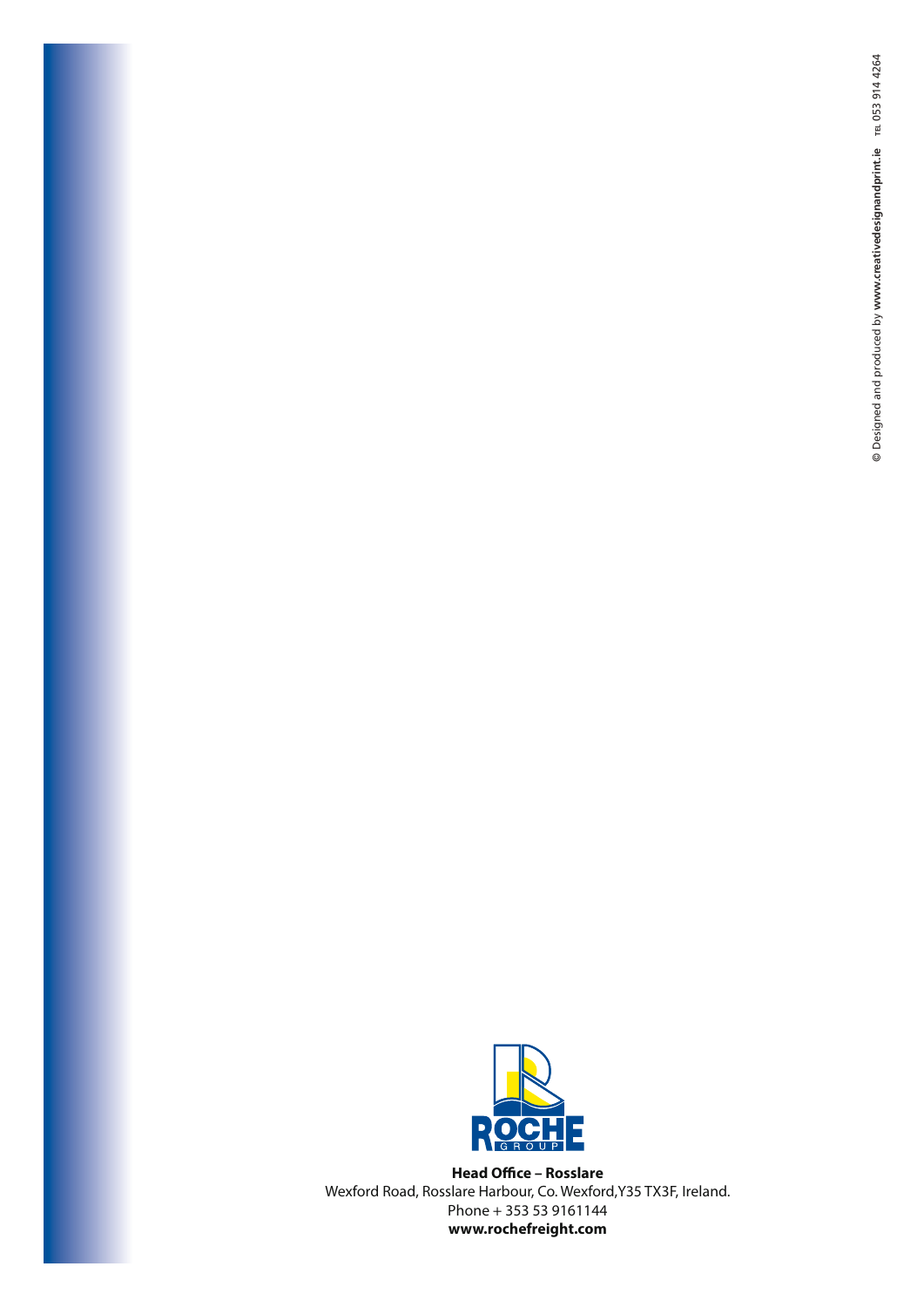ROCHE GROUP

**Head Office – Rosslare**
Wexford Road, Rosslare Harbour, Co. Wexford,Y35 TX3F, Ireland.
Phone + 353 53 9161144
**www.rochefreight.com**

© Designed and produced by **www.creativedesignandprint.ie** TEL 053 914 4264